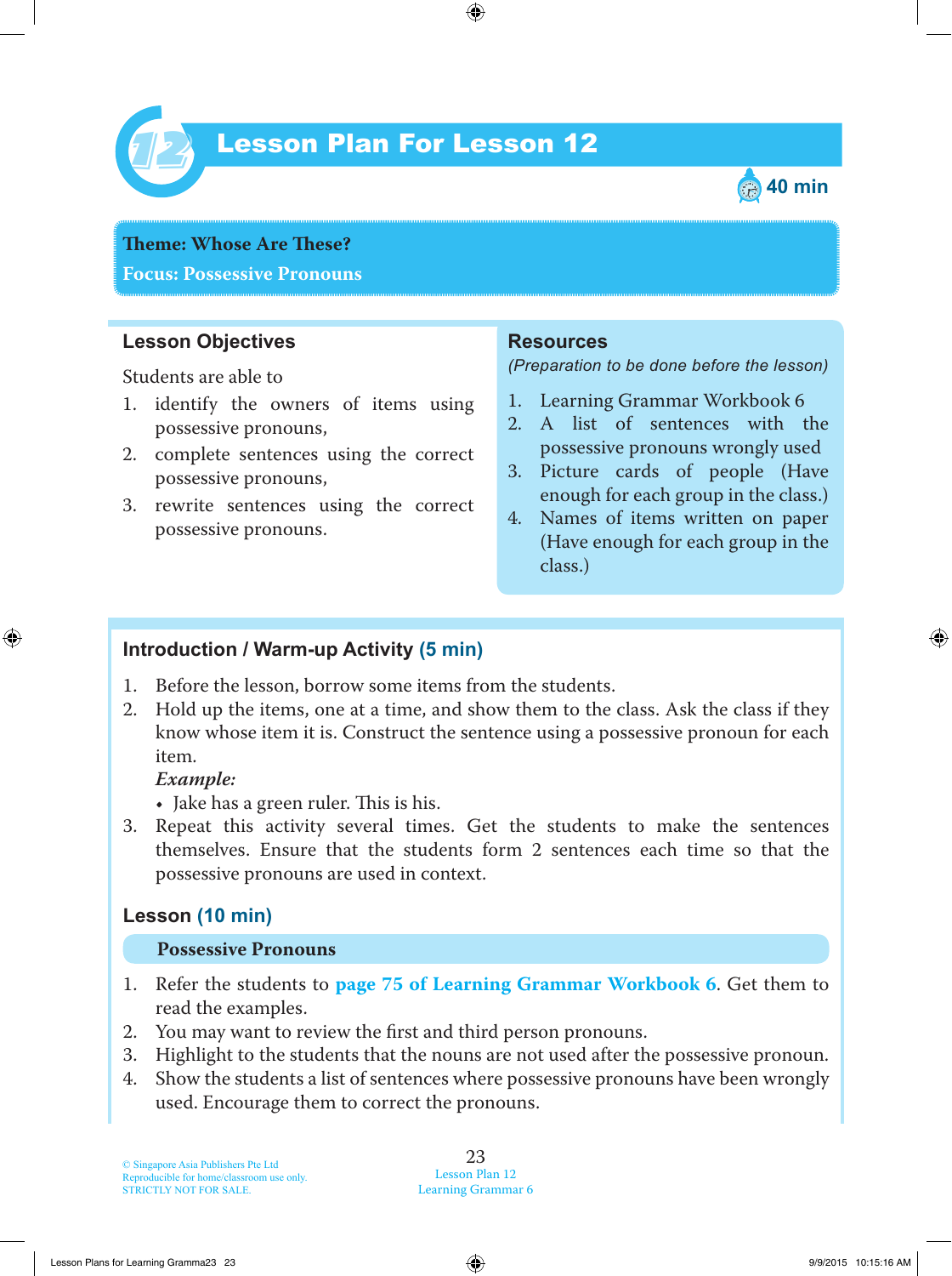# Lesson Plan For Lesson 12

40 min

**Theme: Whose Are These?**
**Focus: Possessive Pronouns**

## Lesson Objectives

Students are able to

1. identify the owners of items using possessive pronouns,
2. complete sentences using the correct possessive pronouns,
3. rewrite sentences using the correct possessive pronouns.

## Resources

*(Preparation to be done before the lesson)*

1. Learning Grammar Workbook 6
2. A list of sentences with the possessive pronouns wrongly used
3. Picture cards of people (Have enough for each group in the class.)
4. Names of items written on paper (Have enough for each group in the class.)

## Introduction / Warm-up Activity (5 min)

1. Before the lesson, borrow some items from the students.
2. Hold up the items, one at a time, and show them to the class. Ask the class if they know whose item it is. Construct the sentence using a possessive pronoun for each item.
   ***Example:***
   - Jake has a green ruler. This is his.
3. Repeat this activity several times. Get the students to make the sentences themselves. Ensure that the students form 2 sentences each time so that the possessive pronouns are used in context.

## Lesson (10 min)

### Possessive Pronouns

1. Refer the students to **page 75 of Learning Grammar Workbook 6**. Get them to read the examples.
2. You may want to review the first and third person pronouns.
3. Highlight to the students that the nouns are not used after the possessive pronoun.
4. Show the students a list of sentences where possessive pronouns have been wrongly used. Encourage them to correct the pronouns.

© Singapore Asia Publishers Pte Ltd
Reproducible for home/classroom use only.
STRICTLY NOT FOR SALE.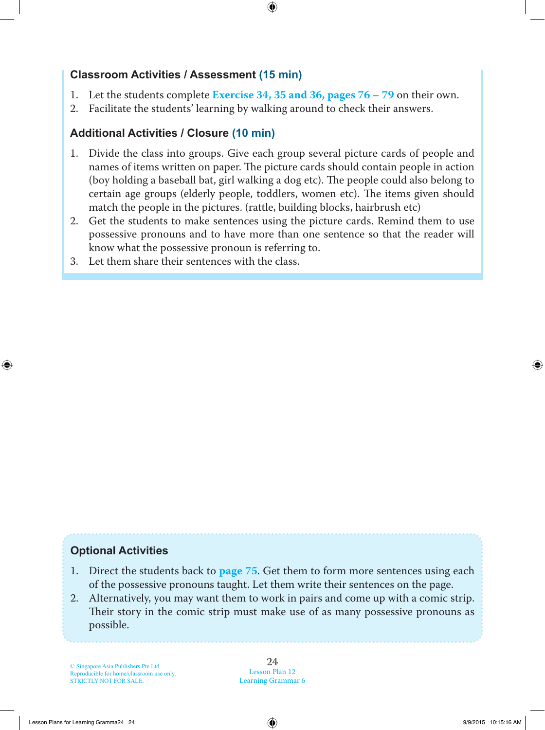### Classroom Activities / Assessment (15 min)

1. Let the students complete **Exercise 34, 35 and 36, pages 76 – 79** on their own.
2. Facilitate the students' learning by walking around to check their answers.

### Additional Activities / Closure (10 min)

1. Divide the class into groups. Give each group several picture cards of people and names of items written on paper. The picture cards should contain people in action (boy holding a baseball bat, girl walking a dog etc). The people could also belong to certain age groups (elderly people, toddlers, women etc). The items given should match the people in the pictures. (rattle, building blocks, hairbrush etc)
2. Get the students to make sentences using the picture cards. Remind them to use possessive pronouns and to have more than one sentence so that the reader will know what the possessive pronoun is referring to.
3. Let them share their sentences with the class.

### Optional Activities

1. Direct the students back to **page 75**. Get them to form more sentences using each of the possessive pronouns taught. Let them write their sentences on the page.
2. Alternatively, you may want them to work in pairs and come up with a comic strip. Their story in the comic strip must make use of as many possessive pronouns as possible.

© Singapore Asia Publishers Pte Ltd
Reproducible for home/classroom use only.
STRICTLY NOT FOR SALE.